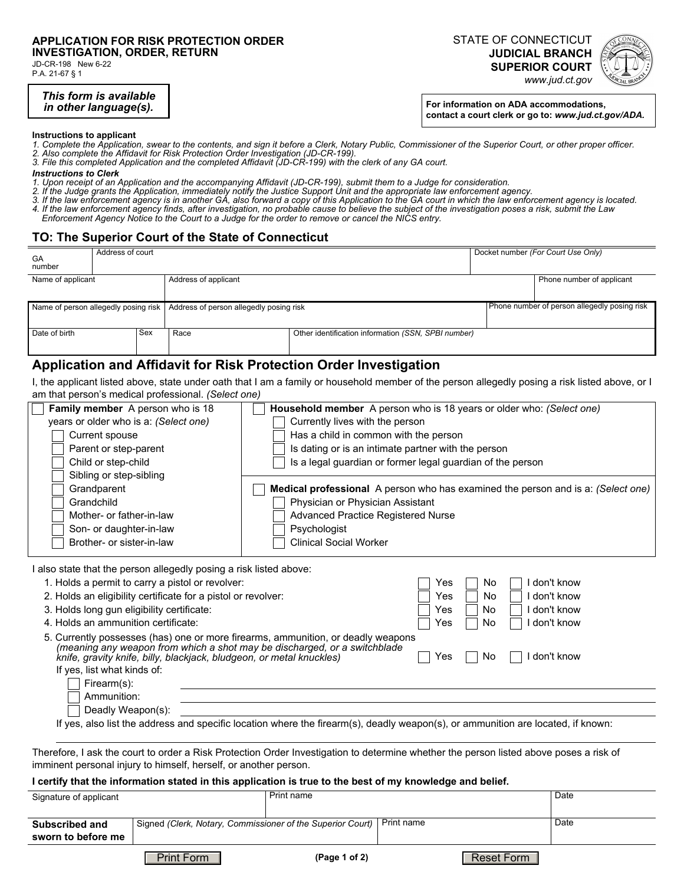**APPLICATION FOR RISK PROTECTION ORDER INVESTIGATION, ORDER, RETURN**
JD-CR-198 New 6-22
P.A. 21-67 § 1

STATE OF CONNECTICUT
**JUDICIAL BRANCH**
**SUPERIOR COURT**
*www.jud.ct.gov*

***This form is available in other language(s).***

**For information on ADA accommodations, contact a court clerk or go to: *www.jud.ct.gov/ADA.***

**Instructions to applicant**
*1. Complete the Application, swear to the contents, and sign it before a Clerk, Notary Public, Commissioner of the Superior Court, or other proper officer.*
*2. Also complete the Affidavit for Risk Protection Order Investigation (JD-CR-199).*
*3. File this completed Application and the completed Affidavit (JD-CR-199) with the clerk of any GA court.*

***Instructions to Clerk***
*1. Upon receipt of an Application and the accompanying Affidavit (JD-CR-199), submit them to a Judge for consideration.*
*2. If the Judge grants the Application, immediately notify the Justice Support Unit and the appropriate law enforcement agency.*
*3. If the law enforcement agency is in another GA, also forward a copy of this Application to the GA court in which the law enforcement agency is located.*
*4. If the law enforcement agency finds, after investigation, no probable cause to believe the subject of the investigation poses a risk, submit the Law Enforcement Agency Notice to the Court to a Judge for the order to remove or cancel the NICS entry.*

## TO: The Superior Court of the State of Connecticut

| GA number | Address of court | Docket number *(For Court Use Only)* |
|---|---|---|
| | | |

| Name of applicant | Address of applicant | Phone number of applicant |
|---|---|---|
| | | |

| Name of person allegedly posing risk | Address of person allegedly posing risk | Phone number of person allegedly posing risk |
|---|---|---|
| | | |

| Date of birth | Sex | Race | Other identification information *(SSN, SPBI number)* |
|---|---|---|---|
| | | | |

## Application and Affidavit for Risk Protection Order Investigation

I, the applicant listed above, state under oath that I am a family or household member of the person allegedly posing a risk listed above, or I am that person's medical professional. *(Select one)*

☐ **Family member** A person who is 18 years or older who is a: *(Select one)*
- ☐ Current spouse
- ☐ Parent or step-parent
- ☐ Child or step-child
- ☐ Sibling or step-sibling
- ☐ Grandparent
- ☐ Grandchild
- ☐ Mother- or father-in-law
- ☐ Son- or daughter-in-law
- ☐ Brother- or sister-in-law

☐ **Household member** A person who is 18 years or older who: *(Select one)*
- ☐ Currently lives with the person
- ☐ Has a child in common with the person
- ☐ Is dating or is an intimate partner with the person
- ☐ Is a legal guardian or former legal guardian of the person

☐ **Medical professional** A person who has examined the person and is a: *(Select one)*
- ☐ Physician or Physician Assistant
- ☐ Advanced Practice Registered Nurse
- ☐ Psychologist
- ☐ Clinical Social Worker

I also state that the person allegedly posing a risk listed above:

1. Holds a permit to carry a pistol or revolver: ☐ Yes ☐ No ☐ I don't know
2. Holds an eligibility certificate for a pistol or revolver: ☐ Yes ☐ No ☐ I don't know
3. Holds long gun eligibility certificate: ☐ Yes ☐ No ☐ I don't know
4. Holds an ammunition certificate: ☐ Yes ☐ No ☐ I don't know
5. Currently possesses (has) one or more firearms, ammunition, or deadly weapons *(meaning any weapon from which a shot may be discharged, or a switchblade knife, gravity knife, billy, blackjack, bludgeon, or metal knuckles)* ☐ Yes ☐ No ☐ I don't know

   If yes, list what kinds of:
   - ☐ Firearm(s): ______________________
   - ☐ Ammunition: ______________________
   - ☐ Deadly Weapon(s): ______________________

   If yes, also list the address and specific location where the firearm(s), deadly weapon(s), or ammunition are located, if known:
   ______________________

Therefore, I ask the court to order a Risk Protection Order Investigation to determine whether the person listed above poses a risk of imminent personal injury to himself, herself, or another person.

**I certify that the information stated in this application is true to the best of my knowledge and belief.**

| Signature of applicant | | Print name | Date |
|---|---|---|---|
| **Subscribed and sworn to before me** | Signed *(Clerk, Notary, Commissioner of the Superior Court)* | Print name | Date |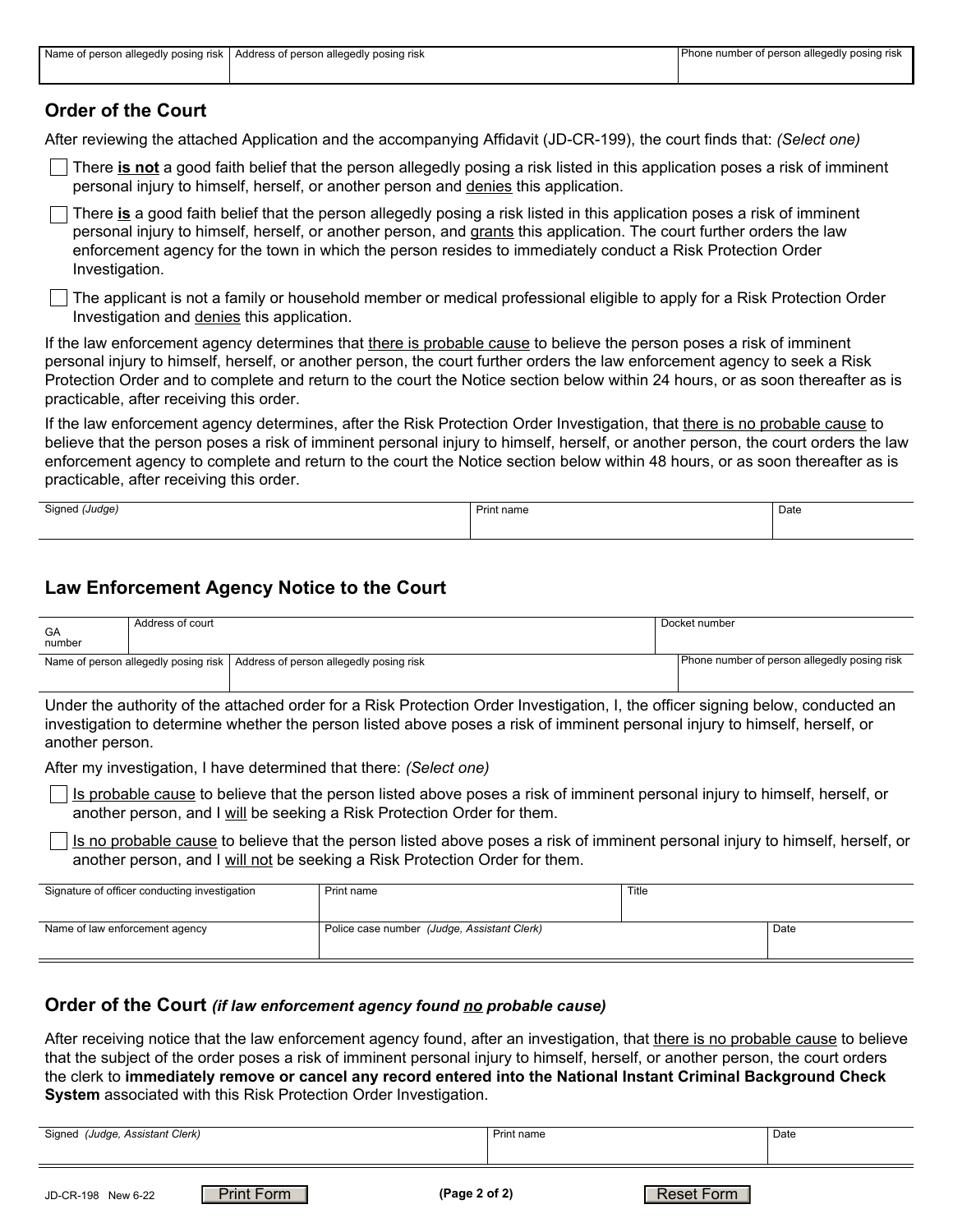| Name of person allegedly posing risk | Address of person allegedly posing risk | Phone number of person allegedly posing risk |
|---|---|---|
| | | |

## Order of the Court

After reviewing the attached Application and the accompanying Affidavit (JD-CR-199), the court finds that: *(Select one)*

- [ ] There **is not** a good faith belief that the person allegedly posing a risk listed in this application poses a risk of imminent personal injury to himself, herself, or another person and denies this application.
- [ ] There **is** a good faith belief that the person allegedly posing a risk listed in this application poses a risk of imminent personal injury to himself, herself, or another person, and grants this application. The court further orders the law enforcement agency for the town in which the person resides to immediately conduct a Risk Protection Order Investigation.
- [ ] The applicant is not a family or household member or medical professional eligible to apply for a Risk Protection Order Investigation and denies this application.

If the law enforcement agency determines that there is probable cause to believe the person poses a risk of imminent personal injury to himself, herself, or another person, the court further orders the law enforcement agency to seek a Risk Protection Order and to complete and return to the court the Notice section below within 24 hours, or as soon thereafter as is practicable, after receiving this order.

If the law enforcement agency determines, after the Risk Protection Order Investigation, that there is no probable cause to believe that the person poses a risk of imminent personal injury to himself, herself, or another person, the court orders the law enforcement agency to complete and return to the court the Notice section below within 48 hours, or as soon thereafter as is practicable, after receiving this order.

| Signed *(Judge)* | Print name | Date |
|---|---|---|
| | | |

## Law Enforcement Agency Notice to the Court

| GA number | Address of court | | Docket number |
|---|---|---|---|
| Name of person allegedly posing risk | Address of person allegedly posing risk | | Phone number of person allegedly posing risk |
| | | | |

Under the authority of the attached order for a Risk Protection Order Investigation, I, the officer signing below, conducted an investigation to determine whether the person listed above poses a risk of imminent personal injury to himself, herself, or another person.

After my investigation, I have determined that there: *(Select one)*

- [ ] Is probable cause to believe that the person listed above poses a risk of imminent personal injury to himself, herself, or another person, and I will be seeking a Risk Protection Order for them.
- [ ] Is no probable cause to believe that the person listed above poses a risk of imminent personal injury to himself, herself, or another person, and I will not be seeking a Risk Protection Order for them.

| Signature of officer conducting investigation | Print name | Title |
|---|---|---|
| | | |
| Name of law enforcement agency | Police case number *(Judge, Assistant Clerk)* | Date |
| | | |

## Order of the Court *(if law enforcement agency found no probable cause)*

After receiving notice that the law enforcement agency found, after an investigation, that there is no probable cause to believe that the subject of the order poses a risk of imminent personal injury to himself, herself, or another person, the court orders the clerk to **immediately remove or cancel any record entered into the National Instant Criminal Background Check System** associated with this Risk Protection Order Investigation.

| Signed *(Judge, Assistant Clerk)* | Print name | Date |
|---|---|---|
| | | |

JD-CR-198 New 6-22